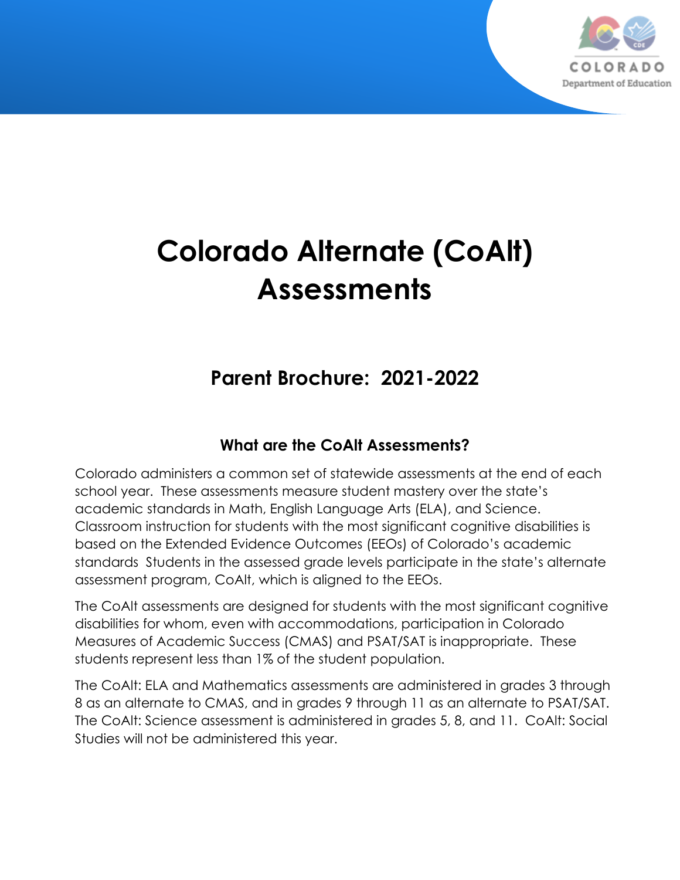# Colorado Alternate (CoAlt) Assessments

## Parent Brochure: 2021-2022

### What are the CoAlt Assessments?

Colorado administers a common set of statewide assessments at the end of each school year. These assessments measure student mastery over the state's academic standards in Math, English Language Arts (ELA), and Science. Classroom instruction for students with the most significant cognitive disabilities is based on the Extended Evidence Outcomes (EEOs) of Colorado's academic standards Students in the assessed grade levels participate in the state's alternate assessment program, CoAlt, which is aligned to the EEOs.

The CoAlt assessments are designed for students with the most significant cognitive disabilities for whom, even with accommodations, participation in Colorado Measures of Academic Success (CMAS) and PSAT/SAT is inappropriate. These students represent less than 1% of the student population.

The CoAlt: ELA and Mathematics assessments are administered in grades 3 through 8 as an alternate to CMAS, and in grades 9 through 11 as an alternate to PSAT/SAT. The CoAlt: Science assessment is administered in grades 5, 8, and 11. CoAlt: Social Studies will not be administered this year.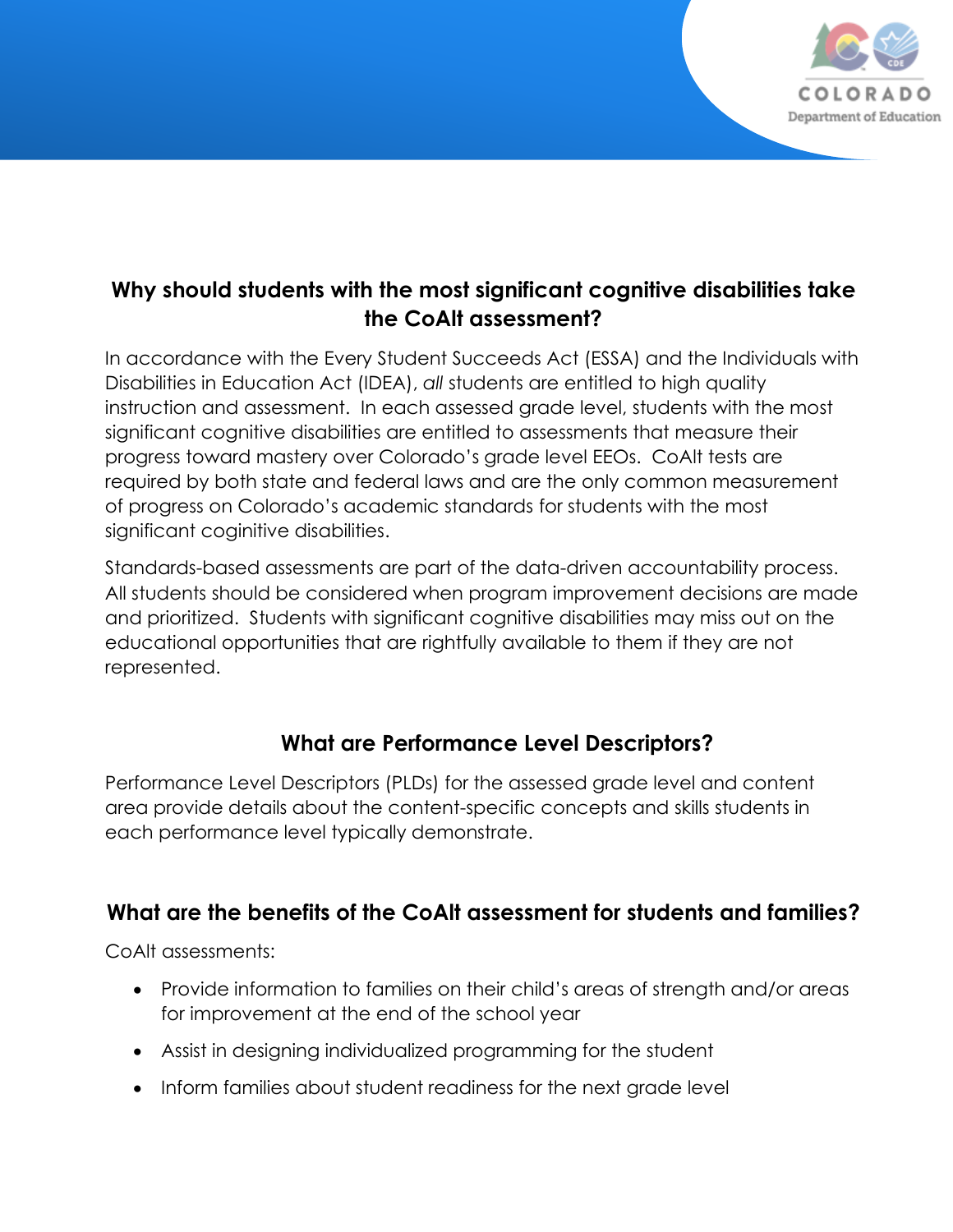## Why should students with the most significant cognitive disabilities take the CoAlt assessment?

In accordance with the Every Student Succeeds Act (ESSA) and the Individuals with Disabilities in Education Act (IDEA), *all* students are entitled to high quality instruction and assessment. In each assessed grade level, students with the most significant cognitive disabilities are entitled to assessments that measure their progress toward mastery over Colorado's grade level EEOs. CoAlt tests are required by both state and federal laws and are the only common measurement of progress on Colorado's academic standards for students with the most significant coginitive disabilities.

Standards-based assessments are part of the data-driven accountability process. All students should be considered when program improvement decisions are made and prioritized. Students with significant cognitive disabilities may miss out on the educational opportunities that are rightfully available to them if they are not represented.

## What are Performance Level Descriptors?

Performance Level Descriptors (PLDs) for the assessed grade level and content area provide details about the content-specific concepts and skills students in each performance level typically demonstrate.

## What are the benefits of the CoAlt assessment for students and families?

CoAlt assessments:

- Provide information to families on their child's areas of strength and/or areas for improvement at the end of the school year
- Assist in designing individualized programming for the student
- Inform families about student readiness for the next grade level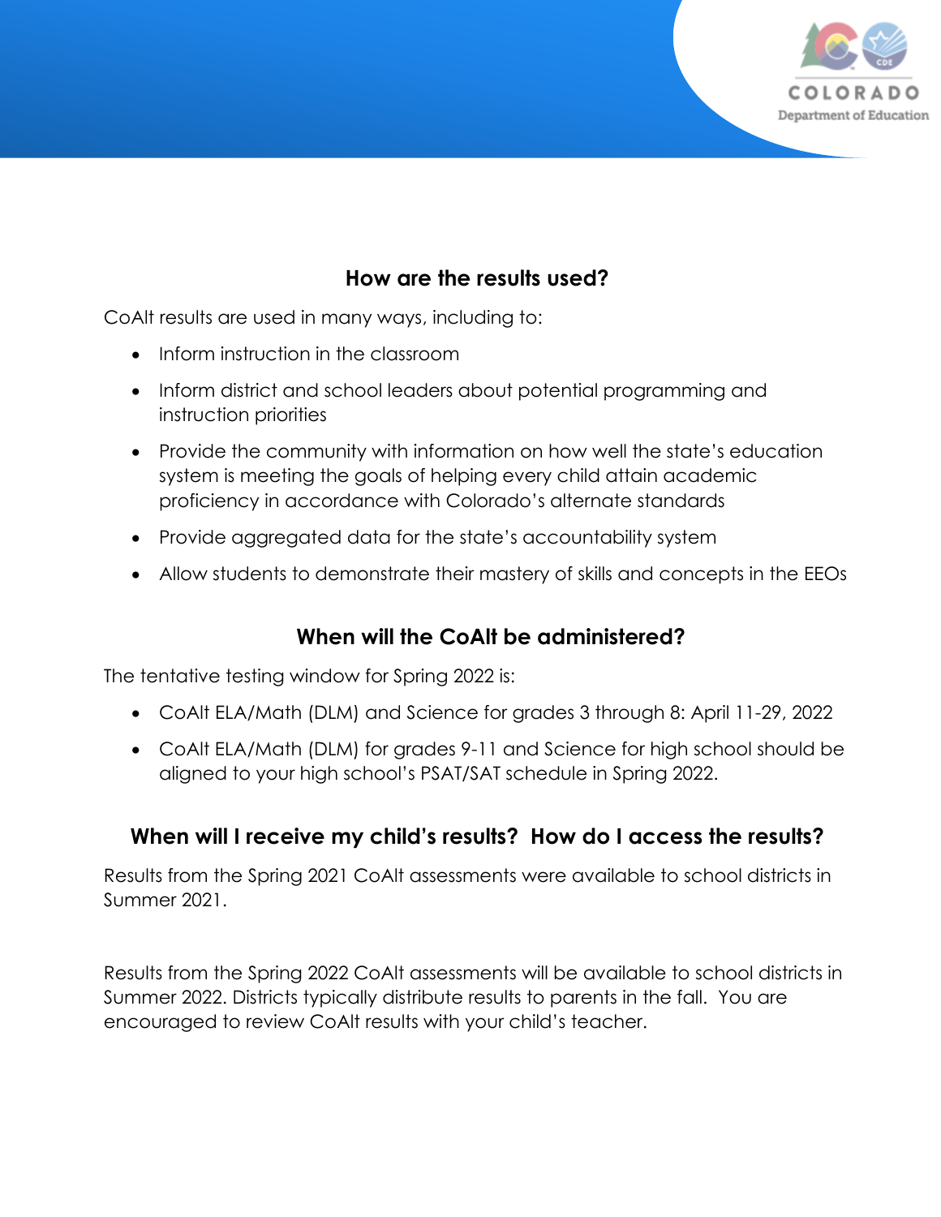## How are the results used?

CoAlt results are used in many ways, including to:

- Inform instruction in the classroom
- Inform district and school leaders about potential programming and instruction priorities
- Provide the community with information on how well the state's education system is meeting the goals of helping every child attain academic proficiency in accordance with Colorado's alternate standards
- Provide aggregated data for the state's accountability system
- Allow students to demonstrate their mastery of skills and concepts in the EEOs

## When will the CoAlt be administered?

The tentative testing window for Spring 2022 is:

- CoAlt ELA/Math (DLM) and Science for grades 3 through 8: April 11-29, 2022
- CoAlt ELA/Math (DLM) for grades 9-11 and Science for high school should be aligned to your high school's PSAT/SAT schedule in Spring 2022.

## When will I receive my child's results? How do I access the results?

Results from the Spring 2021 CoAlt assessments were available to school districts in Summer 2021.

Results from the Spring 2022 CoAlt assessments will be available to school districts in Summer 2022. Districts typically distribute results to parents in the fall. You are encouraged to review CoAlt results with your child's teacher.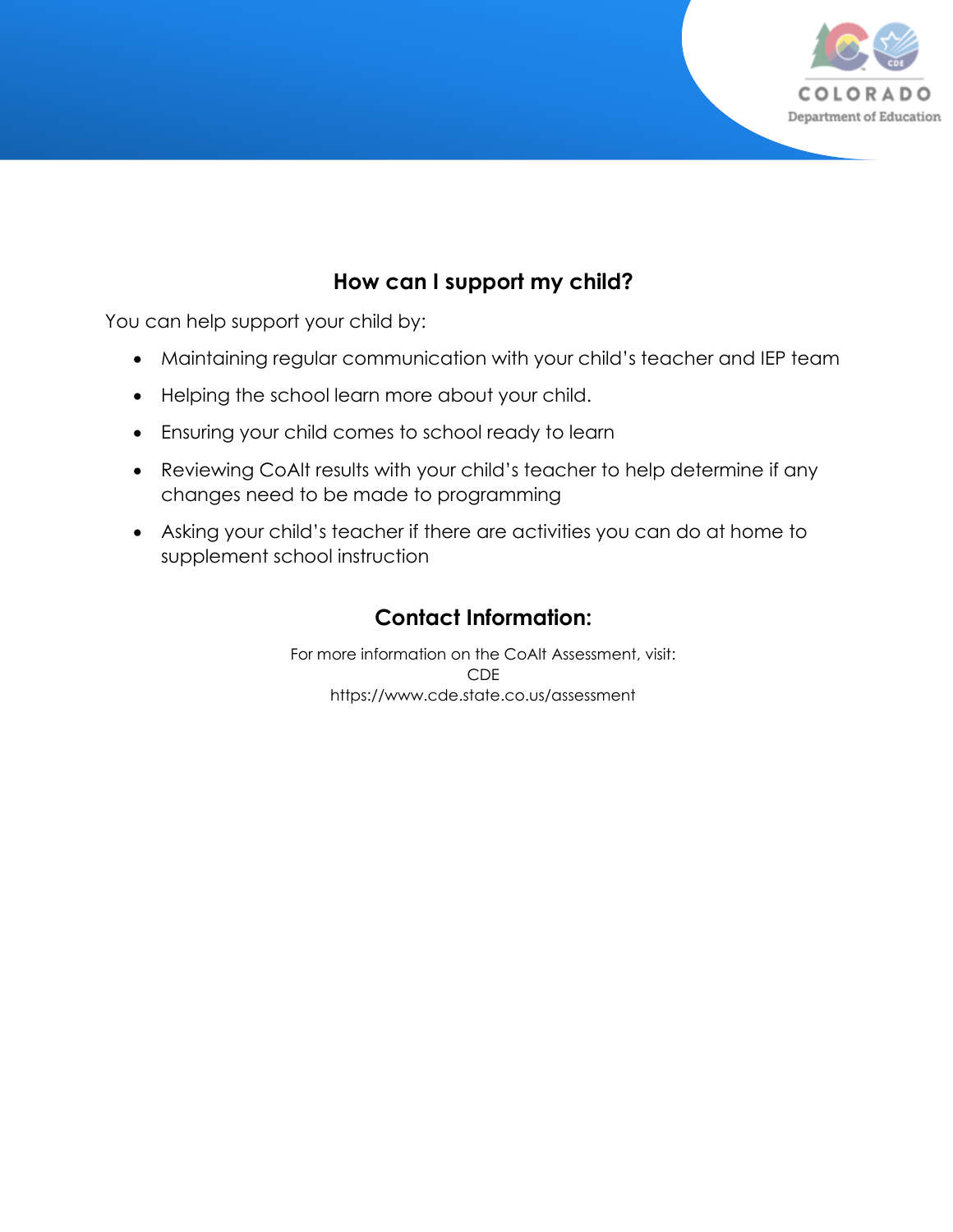## How can I support my child?

You can help support your child by:

- Maintaining regular communication with your child's teacher and IEP team
- Helping the school learn more about your child.
- Ensuring your child comes to school ready to learn
- Reviewing CoAlt results with your child's teacher to help determine if any changes need to be made to programming
- Asking your child's teacher if there are activities you can do at home to supplement school instruction

## Contact Information:

For more information on the CoAlt Assessment, visit:
CDE
https://www.cde.state.co.us/assessment